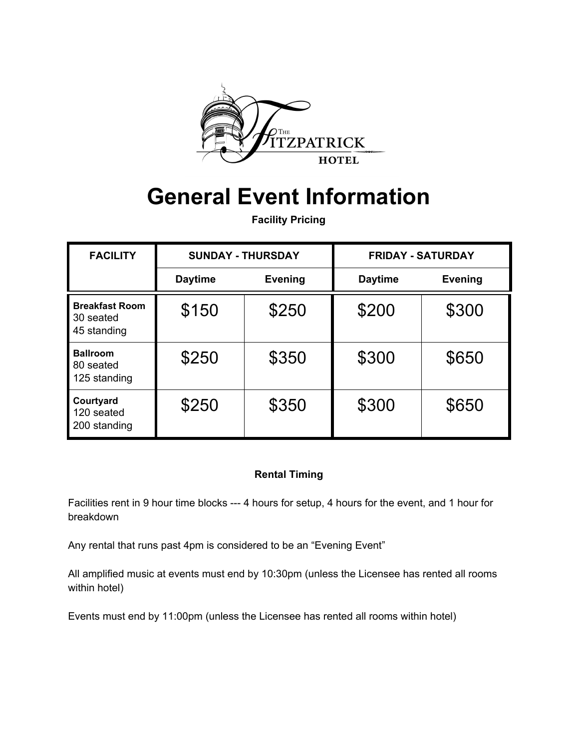# General Event Information

**Facility Pricing**

| FACILITY | SUNDAY - THURSDAY | | FRIDAY - SATURDAY | |
|---|---|---|---|---|
| | Daytime | Evening | Daytime | Evening |
| **Breakfast Room** 30 seated 45 standing | $150 | $250 | $200 | $300 |
| **Ballroom** 80 seated 125 standing | $250 | $350 | $300 | $650 |
| **Courtyard** 120 seated 200 standing | $250 | $350 | $300 | $650 |

**Rental Timing**

Facilities rent in 9 hour time blocks --- 4 hours for setup, 4 hours for the event, and 1 hour for breakdown

Any rental that runs past 4pm is considered to be an "Evening Event"

All amplified music at events must end by 10:30pm (unless the Licensee has rented all rooms within hotel)

Events must end by 11:00pm (unless the Licensee has rented all rooms within hotel)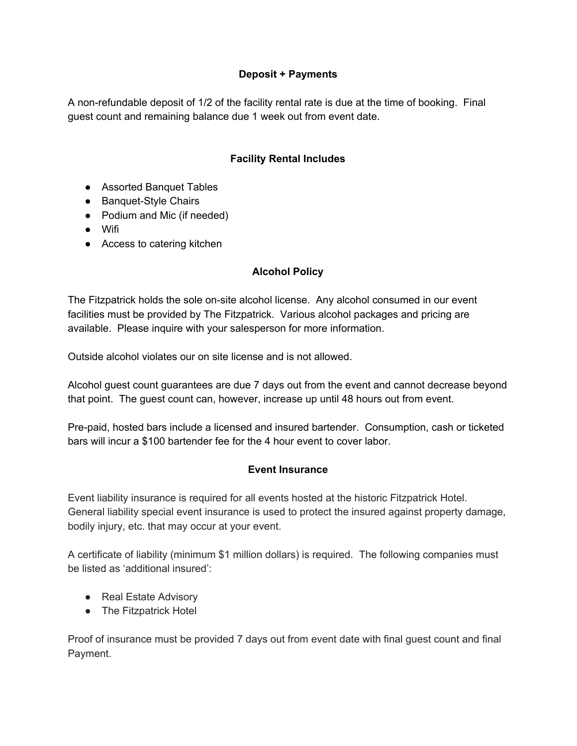## Deposit + Payments

A non-refundable deposit of 1/2 of the facility rental rate is due at the time of booking. Final guest count and remaining balance due 1 week out from event date.

## Facility Rental Includes

- Assorted Banquet Tables
- Banquet-Style Chairs
- Podium and Mic (if needed)
- Wifi
- Access to catering kitchen

## Alcohol Policy

The Fitzpatrick holds the sole on-site alcohol license. Any alcohol consumed in our event facilities must be provided by The Fitzpatrick. Various alcohol packages and pricing are available. Please inquire with your salesperson for more information.

Outside alcohol violates our on site license and is not allowed.

Alcohol guest count guarantees are due 7 days out from the event and cannot decrease beyond that point. The guest count can, however, increase up until 48 hours out from event.

Pre-paid, hosted bars include a licensed and insured bartender. Consumption, cash or ticketed bars will incur a $100 bartender fee for the 4 hour event to cover labor.

## Event Insurance

Event liability insurance is required for all events hosted at the historic Fitzpatrick Hotel. General liability special event insurance is used to protect the insured against property damage, bodily injury, etc. that may occur at your event.

A certificate of liability (minimum $1 million dollars) is required. The following companies must be listed as 'additional insured':

- Real Estate Advisory
- The Fitzpatrick Hotel

Proof of insurance must be provided 7 days out from event date with final guest count and final Payment.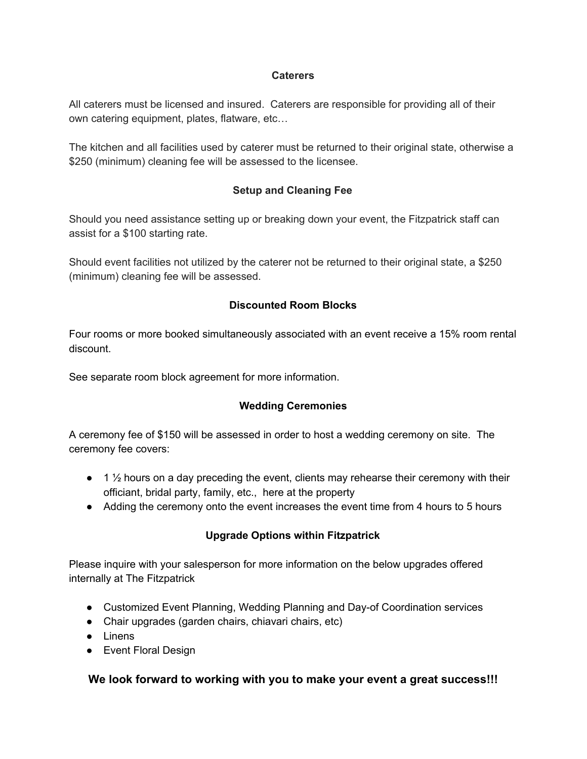## Caterers

All caterers must be licensed and insured. Caterers are responsible for providing all of their own catering equipment, plates, flatware, etc…

The kitchen and all facilities used by caterer must be returned to their original state, otherwise a $250 (minimum) cleaning fee will be assessed to the licensee.

## Setup and Cleaning Fee

Should you need assistance setting up or breaking down your event, the Fitzpatrick staff can assist for a $100 starting rate.

Should event facilities not utilized by the caterer not be returned to their original state, a $250 (minimum) cleaning fee will be assessed.

## Discounted Room Blocks

Four rooms or more booked simultaneously associated with an event receive a 15% room rental discount.

See separate room block agreement for more information.

## Wedding Ceremonies

A ceremony fee of $150 will be assessed in order to host a wedding ceremony on site. The ceremony fee covers:

- 1 ½ hours on a day preceding the event, clients may rehearse their ceremony with their officiant, bridal party, family, etc., here at the property
- Adding the ceremony onto the event increases the event time from 4 hours to 5 hours

## Upgrade Options within Fitzpatrick

Please inquire with your salesperson for more information on the below upgrades offered internally at The Fitzpatrick

- Customized Event Planning, Wedding Planning and Day-of Coordination services
- Chair upgrades (garden chairs, chiavari chairs, etc)
- Linens
- Event Floral Design

**We look forward to working with you to make your event a great success!!!**